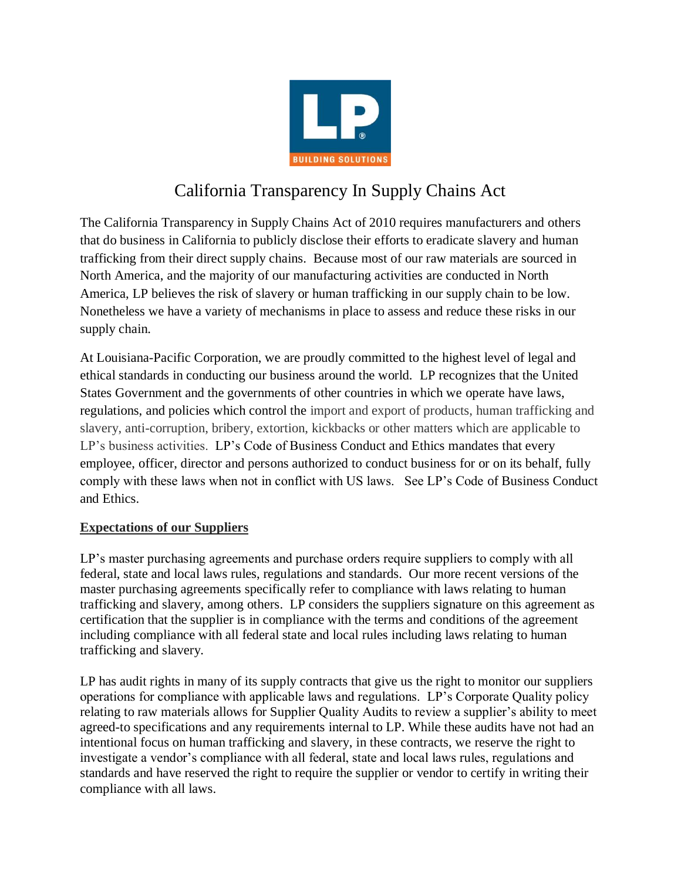# California Transparency In Supply Chains Act

The California Transparency in Supply Chains Act of 2010 requires manufacturers and others that do business in California to publicly disclose their efforts to eradicate slavery and human trafficking from their direct supply chains. Because most of our raw materials are sourced in North America, and the majority of our manufacturing activities are conducted in North America, LP believes the risk of slavery or human trafficking in our supply chain to be low. Nonetheless we have a variety of mechanisms in place to assess and reduce these risks in our supply chain.

At Louisiana-Pacific Corporation, we are proudly committed to the highest level of legal and ethical standards in conducting our business around the world. LP recognizes that the United States Government and the governments of other countries in which we operate have laws, regulations, and policies which control the import and export of products, human trafficking and slavery, anti-corruption, bribery, extortion, kickbacks or other matters which are applicable to LP's business activities. LP's Code of Business Conduct and Ethics mandates that every employee, officer, director and persons authorized to conduct business for or on its behalf, fully comply with these laws when not in conflict with US laws. See LP's Code of Business Conduct and Ethics.

## Expectations of our Suppliers

LP's master purchasing agreements and purchase orders require suppliers to comply with all federal, state and local laws rules, regulations and standards. Our more recent versions of the master purchasing agreements specifically refer to compliance with laws relating to human trafficking and slavery, among others. LP considers the suppliers signature on this agreement as certification that the supplier is in compliance with the terms and conditions of the agreement including compliance with all federal state and local rules including laws relating to human trafficking and slavery.

LP has audit rights in many of its supply contracts that give us the right to monitor our suppliers operations for compliance with applicable laws and regulations. LP's Corporate Quality policy relating to raw materials allows for Supplier Quality Audits to review a supplier's ability to meet agreed-to specifications and any requirements internal to LP. While these audits have not had an intentional focus on human trafficking and slavery, in these contracts, we reserve the right to investigate a vendor's compliance with all federal, state and local laws rules, regulations and standards and have reserved the right to require the supplier or vendor to certify in writing their compliance with all laws.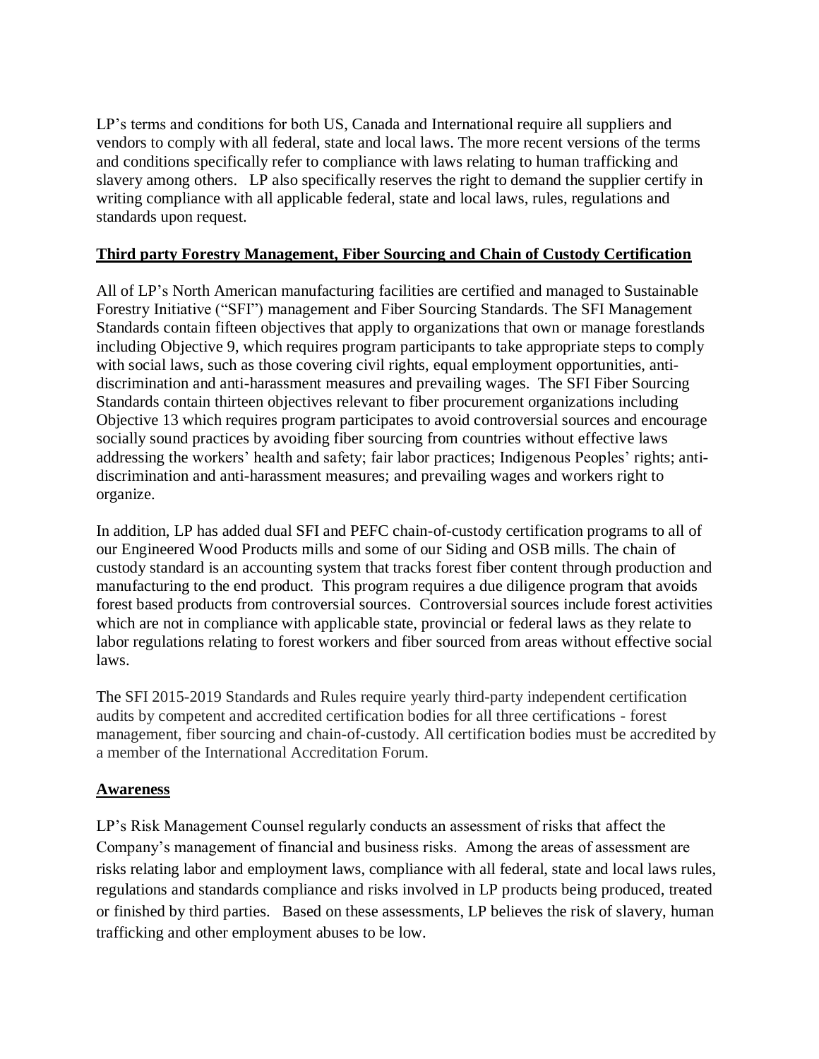LP's terms and conditions for both US, Canada and International require all suppliers and vendors to comply with all federal, state and local laws. The more recent versions of the terms and conditions specifically refer to compliance with laws relating to human trafficking and slavery among others. LP also specifically reserves the right to demand the supplier certify in writing compliance with all applicable federal, state and local laws, rules, regulations and standards upon request.

**Third party Forestry Management, Fiber Sourcing and Chain of Custody Certification**

All of LP's North American manufacturing facilities are certified and managed to Sustainable Forestry Initiative ("SFI") management and Fiber Sourcing Standards. The SFI Management Standards contain fifteen objectives that apply to organizations that own or manage forestlands including Objective 9, which requires program participants to take appropriate steps to comply with social laws, such as those covering civil rights, equal employment opportunities, anti-discrimination and anti-harassment measures and prevailing wages. The SFI Fiber Sourcing Standards contain thirteen objectives relevant to fiber procurement organizations including Objective 13 which requires program participates to avoid controversial sources and encourage socially sound practices by avoiding fiber sourcing from countries without effective laws addressing the workers' health and safety; fair labor practices; Indigenous Peoples' rights; anti-discrimination and anti-harassment measures; and prevailing wages and workers right to organize.

In addition, LP has added dual SFI and PEFC chain-of-custody certification programs to all of our Engineered Wood Products mills and some of our Siding and OSB mills. The chain of custody standard is an accounting system that tracks forest fiber content through production and manufacturing to the end product. This program requires a due diligence program that avoids forest based products from controversial sources. Controversial sources include forest activities which are not in compliance with applicable state, provincial or federal laws as they relate to labor regulations relating to forest workers and fiber sourced from areas without effective social laws.

The SFI 2015-2019 Standards and Rules require yearly third-party independent certification audits by competent and accredited certification bodies for all three certifications - forest management, fiber sourcing and chain-of-custody. All certification bodies must be accredited by a member of the International Accreditation Forum.

**Awareness**

LP's Risk Management Counsel regularly conducts an assessment of risks that affect the Company's management of financial and business risks. Among the areas of assessment are risks relating labor and employment laws, compliance with all federal, state and local laws rules, regulations and standards compliance and risks involved in LP products being produced, treated or finished by third parties. Based on these assessments, LP believes the risk of slavery, human trafficking and other employment abuses to be low.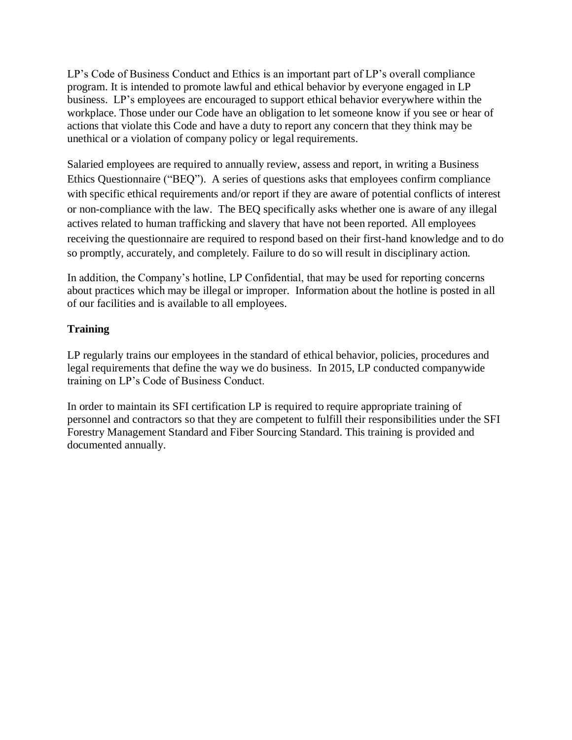LP's Code of Business Conduct and Ethics is an important part of LP's overall compliance program. It is intended to promote lawful and ethical behavior by everyone engaged in LP business. LP's employees are encouraged to support ethical behavior everywhere within the workplace. Those under our Code have an obligation to let someone know if you see or hear of actions that violate this Code and have a duty to report any concern that they think may be unethical or a violation of company policy or legal requirements.

Salaried employees are required to annually review, assess and report, in writing a Business Ethics Questionnaire ("BEQ"). A series of questions asks that employees confirm compliance with specific ethical requirements and/or report if they are aware of potential conflicts of interest or non-compliance with the law. The BEQ specifically asks whether one is aware of any illegal actives related to human trafficking and slavery that have not been reported. All employees receiving the questionnaire are required to respond based on their first-hand knowledge and to do so promptly, accurately, and completely. Failure to do so will result in disciplinary action.

In addition, the Company's hotline, LP Confidential, that may be used for reporting concerns about practices which may be illegal or improper. Information about the hotline is posted in all of our facilities and is available to all employees.

**Training**

LP regularly trains our employees in the standard of ethical behavior, policies, procedures and legal requirements that define the way we do business. In 2015, LP conducted companywide training on LP's Code of Business Conduct.

In order to maintain its SFI certification LP is required to require appropriate training of personnel and contractors so that they are competent to fulfill their responsibilities under the SFI Forestry Management Standard and Fiber Sourcing Standard. This training is provided and documented annually.